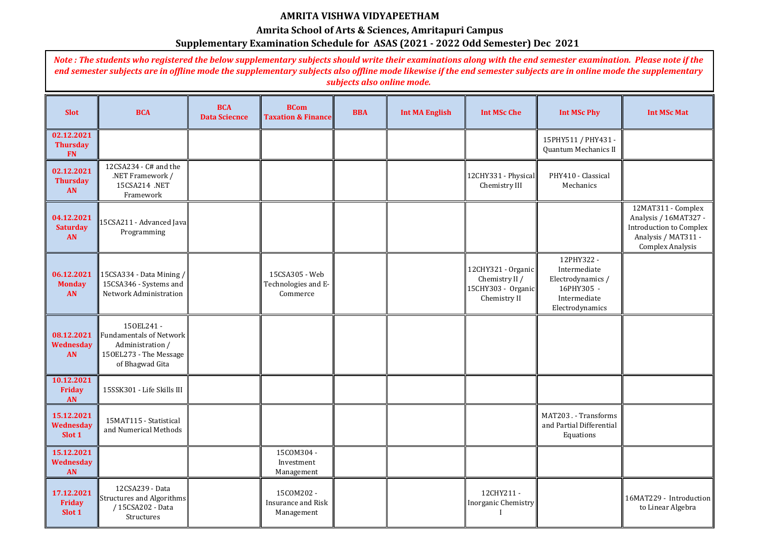# AMRITA VISHWA VIDYAPEETHAM

## Amrita School of Arts & Sciences, Amritapuri Campus

## Supplementary Examination Schedule for ASAS (2021 - 2022 Odd Semester) Dec 2021

*Note : The students who registered the below supplementary subjects should write their examinations along with the end semester examination. Please note if the end semester subjects are in offline mode the supplementary subjects also offline mode likewise if the end semester subjects are in online mode the supplementary subjects also online mode.*

| Slot | BCA | BCA Data Sciecnce | BCom Taxation & Finance | BBA | Int MA English | Int MSc Che | Int MSc Phy | Int MSc Mat |
|---|---|---|---|---|---|---|---|---|
| 02.12.2021 Thursday FN | | | | | | | 15PHY511 / PHY431 - Quantum Mechanics II | |
| 02.12.2021 Thursday AN | 12CSA234 - C# and the .NET Framework / 15CSA214 .NET Framework | | | | | 12CHY331 - Physical Chemistry III | PHY410 - Classical Mechanics | |
| 04.12.2021 Saturday AN | 15CSA211 - Advanced Java Programming | | | | | | | 12MAT311 - Complex Analysis / 16MAT327 - Introduction to Complex Analysis / MAT311 - Complex Analysis |
| 06.12.2021 Monday AN | 15CSA334 - Data Mining / 15CSA346 - Systems and Network Administration | | 15CSA305 - Web Technologies and E-Commerce | | | 12CHY321 - Organic Chemistry II / 15CHY303 - Organic Chemistry II | 12PHY322 - Intermediate Electrodynamics / 16PHY305 - Intermediate Electrodynamics | |
| 08.12.2021 Wednesday AN | 15OEL241 - Fundamentals of Network Administration / 15OEL273 - The Message of Bhagwad Gita | | | | | | | |
| 10.12.2021 Friday AN | 15SSK301 - Life Skills III | | | | | | | |
| 15.12.2021 Wednesday Slot 1 | 15MAT115 - Statistical and Numerical Methods | | | | | | MAT203 . - Transforms and Partial Differential Equations | |
| 15.12.2021 Wednesday AN | | | 15COM304 - Investment Management | | | | | |
| 17.12.2021 Friday Slot 1 | 12CSA239 - Data Structures and Algorithms / 15CSA202 - Data Structures | | 15COM202 - Insurance and Risk Management | | | 12CHY211 - Inorganic Chemistry I | | 16MAT229 - Introduction to Linear Algebra |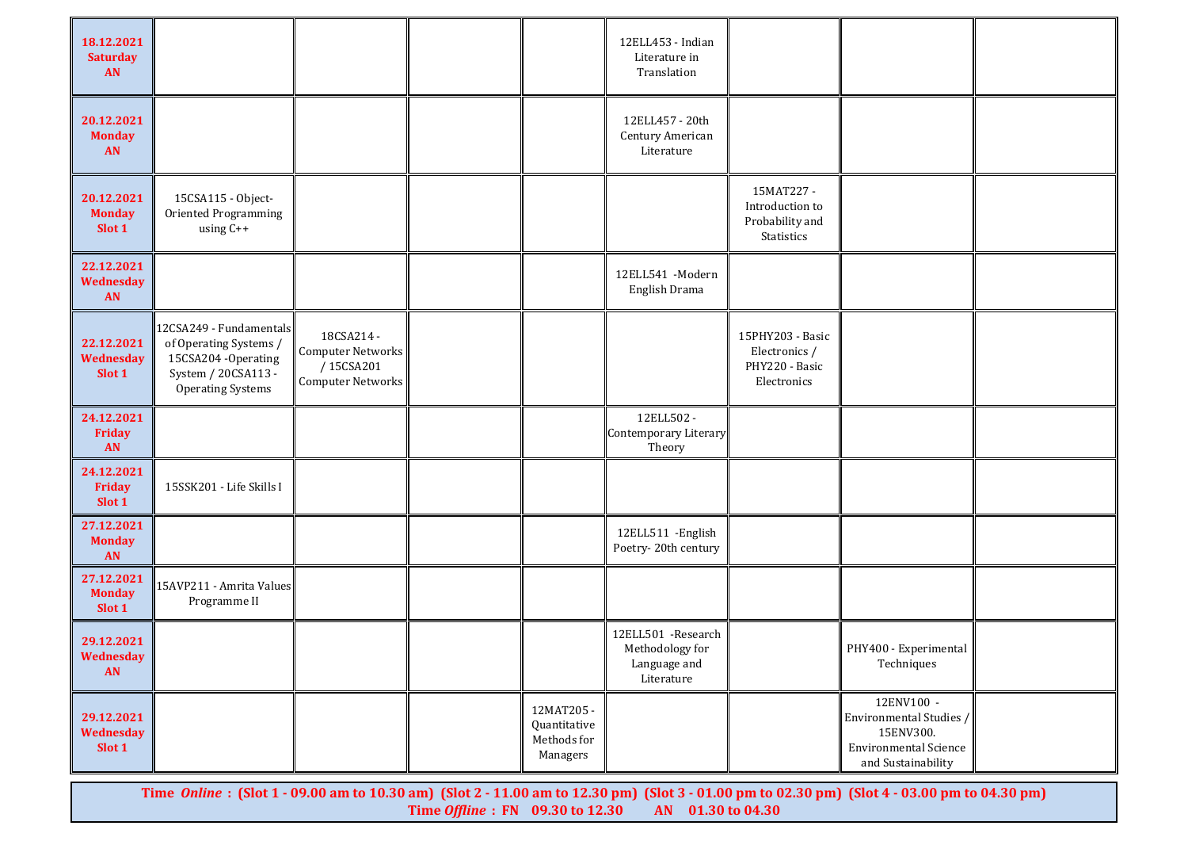| | | | | | | | | |
|---|---|---|---|---|---|---|---|---|
| **18.12.2021 Saturday AN** | | | | | 12ELL453 - Indian Literature in Translation | | | |
| **20.12.2021 Monday AN** | | | | | 12ELL457 - 20th Century American Literature | | | |
| **20.12.2021 Monday Slot 1** | 15CSA115 - Object-Oriented Programming using C++ | | | | | 15MAT227 - Introduction to Probability and Statistics | | |
| **22.12.2021 Wednesday AN** | | | | | 12ELL541 -Modern English Drama | | | |
| **22.12.2021 Wednesday Slot 1** | 12CSA249 - Fundamentals of Operating Systems / 15CSA204 -Operating System / 20CSA113 - Operating Systems | 18CSA214 - Computer Networks / 15CSA201 Computer Networks | | | | 15PHY203 - Basic Electronics / PHY220 - Basic Electronics | | |
| **24.12.2021 Friday AN** | | | | | 12ELL502 - Contemporary Literary Theory | | | |
| **24.12.2021 Friday Slot 1** | 15SSK201 - Life Skills I | | | | | | | |
| **27.12.2021 Monday AN** | | | | | 12ELL511 -English Poetry- 20th century | | | |
| **27.12.2021 Monday Slot 1** | 15AVP211 - Amrita Values Programme II | | | | | | | |
| **29.12.2021 Wednesday AN** | | | | | 12ELL501 -Research Methodology for Language and Literature | | PHY400 - Experimental Techniques | |
| **29.12.2021 Wednesday Slot 1** | | | | 12MAT205 - Quantitative Methods for Managers | | | 12ENV100 - Environmental Studies / 15ENV300. Environmental Science and Sustainability | |

**Time *Online* : (Slot 1 - 09.00 am to 10.30 am) (Slot 2 - 11.00 am to 12.30 pm) (Slot 3 - 01.00 pm to 02.30 pm) (Slot 4 - 03.00 pm to 04.30 pm)**
**Time *Offline* : FN 09.30 to 12.30 AN 01.30 to 04.30**